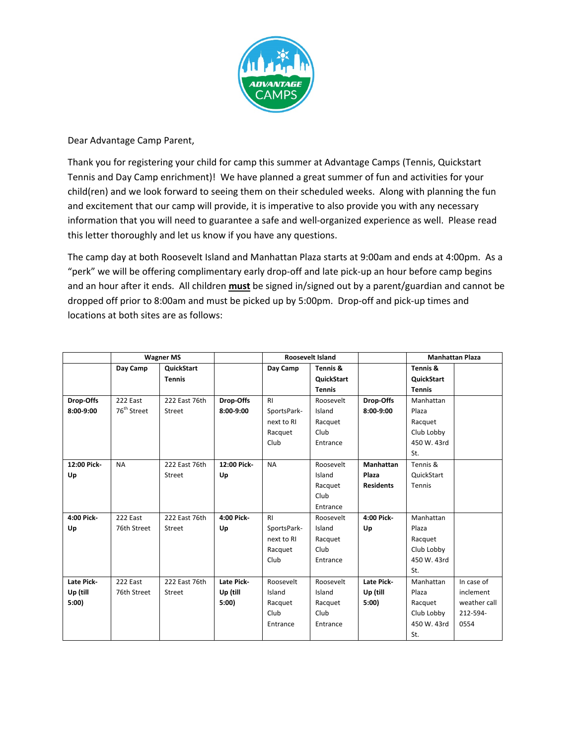Dear Advantage Camp Parent,

Thank you for registering your child for camp this summer at Advantage Camps (Tennis, Quickstart Tennis and Day Camp enrichment)! We have planned a great summer of fun and activities for your child(ren) and we look forward to seeing them on their scheduled weeks. Along with planning the fun and excitement that our camp will provide, it is imperative to also provide you with any necessary information that you will need to guarantee a safe and well-organized experience as well. Please read this letter thoroughly and let us know if you have any questions.

The camp day at both Roosevelt Island and Manhattan Plaza starts at 9:00am and ends at 4:00pm. As a "perk" we will be offering complimentary early drop-off and late pick-up an hour before camp begins and an hour after it ends. All children **must** be signed in/signed out by a parent/guardian and cannot be dropped off prior to 8:00am and must be picked up by 5:00pm. Drop-off and pick-up times and locations at both sites are as follows:

| | **Wagner MS** | | | **Roosevelt Island** | | | **Manhattan Plaza** | |
|---|---|---|---|---|---|---|---|---|
| | **Day Camp** | **QuickStart Tennis** | | **Day Camp** | **Tennis & QuickStart Tennis** | | **Tennis & QuickStart Tennis** | |
| **Drop-Offs 8:00-9:00** | 222 East 76th Street | 222 East 76th Street | **Drop-Offs 8:00-9:00** | RI SportsPark- next to RI Racquet Club | Roosevelt Island Racquet Club Entrance | **Drop-Offs 8:00-9:00** | Manhattan Plaza Racquet Club Lobby 450 W. 43rd St. | |
| **12:00 Pick-Up** | NA | 222 East 76th Street | **12:00 Pick-Up** | NA | Roosevelt Island Racquet Club Entrance | **Manhattan Plaza Residents** | Tennis & QuickStart Tennis | |
| **4:00 Pick-Up** | 222 East 76th Street | 222 East 76th Street | **4:00 Pick-Up** | RI SportsPark- next to RI Racquet Club | Roosevelt Island Racquet Club Entrance | **4:00 Pick-Up** | Manhattan Plaza Racquet Club Lobby 450 W. 43rd St. | |
| **Late Pick-Up (till 5:00)** | 222 East 76th Street | 222 East 76th Street | **Late Pick-Up (till 5:00)** | Roosevelt Island Racquet Club Entrance | Roosevelt Island Racquet Club Entrance | **Late Pick-Up (till 5:00)** | Manhattan Plaza Racquet Club Lobby 450 W. 43rd St. | In case of inclement weather call 212-594-0554 |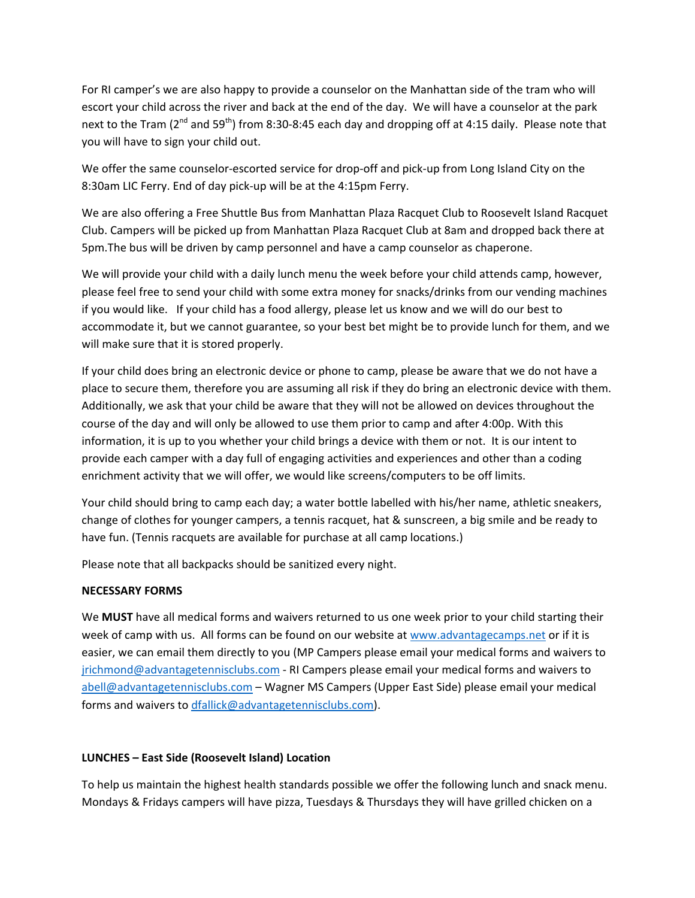For RI camper's we are also happy to provide a counselor on the Manhattan side of the tram who will escort your child across the river and back at the end of the day. We will have a counselor at the park next to the Tram (2nd and 59th) from 8:30-8:45 each day and dropping off at 4:15 daily. Please note that you will have to sign your child out.

We offer the same counselor-escorted service for drop-off and pick-up from Long Island City on the 8:30am LIC Ferry. End of day pick-up will be at the 4:15pm Ferry.

We are also offering a Free Shuttle Bus from Manhattan Plaza Racquet Club to Roosevelt Island Racquet Club. Campers will be picked up from Manhattan Plaza Racquet Club at 8am and dropped back there at 5pm.The bus will be driven by camp personnel and have a camp counselor as chaperone.

We will provide your child with a daily lunch menu the week before your child attends camp, however, please feel free to send your child with some extra money for snacks/drinks from our vending machines if you would like. If your child has a food allergy, please let us know and we will do our best to accommodate it, but we cannot guarantee, so your best bet might be to provide lunch for them, and we will make sure that it is stored properly.

If your child does bring an electronic device or phone to camp, please be aware that we do not have a place to secure them, therefore you are assuming all risk if they do bring an electronic device with them. Additionally, we ask that your child be aware that they will not be allowed on devices throughout the course of the day and will only be allowed to use them prior to camp and after 4:00p. With this information, it is up to you whether your child brings a device with them or not. It is our intent to provide each camper with a day full of engaging activities and experiences and other than a coding enrichment activity that we will offer, we would like screens/computers to be off limits.

Your child should bring to camp each day; a water bottle labelled with his/her name, athletic sneakers, change of clothes for younger campers, a tennis racquet, hat & sunscreen, a big smile and be ready to have fun. (Tennis racquets are available for purchase at all camp locations.)

Please note that all backpacks should be sanitized every night.

**NECESSARY FORMS**

We **MUST** have all medical forms and waivers returned to us one week prior to your child starting their week of camp with us. All forms can be found on our website at www.advantagecamps.net or if it is easier, we can email them directly to you (MP Campers please email your medical forms and waivers to jrichmond@advantagetennisclubs.com - RI Campers please email your medical forms and waivers to abell@advantagetennisclubs.com – Wagner MS Campers (Upper East Side) please email your medical forms and waivers to dfallick@advantagetennisclubs.com).

**LUNCHES – East Side (Roosevelt Island) Location**

To help us maintain the highest health standards possible we offer the following lunch and snack menu. Mondays & Fridays campers will have pizza, Tuesdays & Thursdays they will have grilled chicken on a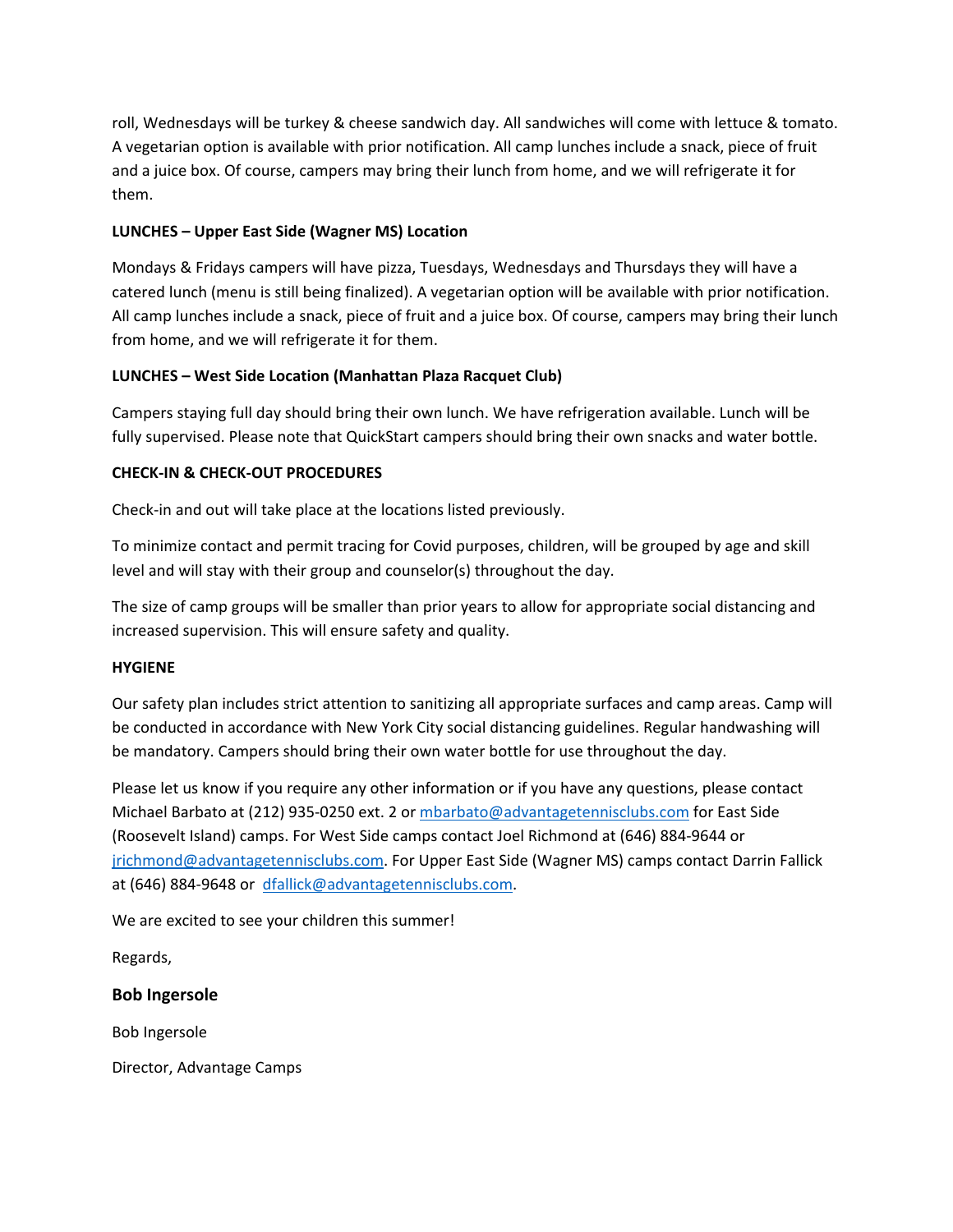roll, Wednesdays will be turkey & cheese sandwich day. All sandwiches will come with lettuce & tomato. A vegetarian option is available with prior notification. All camp lunches include a snack, piece of fruit and a juice box. Of course, campers may bring their lunch from home, and we will refrigerate it for them.

**LUNCHES – Upper East Side (Wagner MS) Location**

Mondays & Fridays campers will have pizza, Tuesdays, Wednesdays and Thursdays they will have a catered lunch (menu is still being finalized). A vegetarian option will be available with prior notification. All camp lunches include a snack, piece of fruit and a juice box. Of course, campers may bring their lunch from home, and we will refrigerate it for them.

**LUNCHES – West Side Location (Manhattan Plaza Racquet Club)**

Campers staying full day should bring their own lunch. We have refrigeration available. Lunch will be fully supervised. Please note that QuickStart campers should bring their own snacks and water bottle.

**CHECK-IN & CHECK-OUT PROCEDURES**

Check-in and out will take place at the locations listed previously.

To minimize contact and permit tracing for Covid purposes, children, will be grouped by age and skill level and will stay with their group and counselor(s) throughout the day.

The size of camp groups will be smaller than prior years to allow for appropriate social distancing and increased supervision. This will ensure safety and quality.

**HYGIENE**

Our safety plan includes strict attention to sanitizing all appropriate surfaces and camp areas. Camp will be conducted in accordance with New York City social distancing guidelines. Regular handwashing will be mandatory. Campers should bring their own water bottle for use throughout the day.

Please let us know if you require any other information or if you have any questions, please contact Michael Barbato at (212) 935-0250 ext. 2 or mbarbato@advantagetennisclubs.com for East Side (Roosevelt Island) camps. For West Side camps contact Joel Richmond at (646) 884-9644 or jrichmond@advantagetennisclubs.com. For Upper East Side (Wagner MS) camps contact Darrin Fallick at (646) 884-9648 or dfallick@advantagetennisclubs.com.

We are excited to see your children this summer!

Regards,

**Bob Ingersole**

Bob Ingersole

Director, Advantage Camps